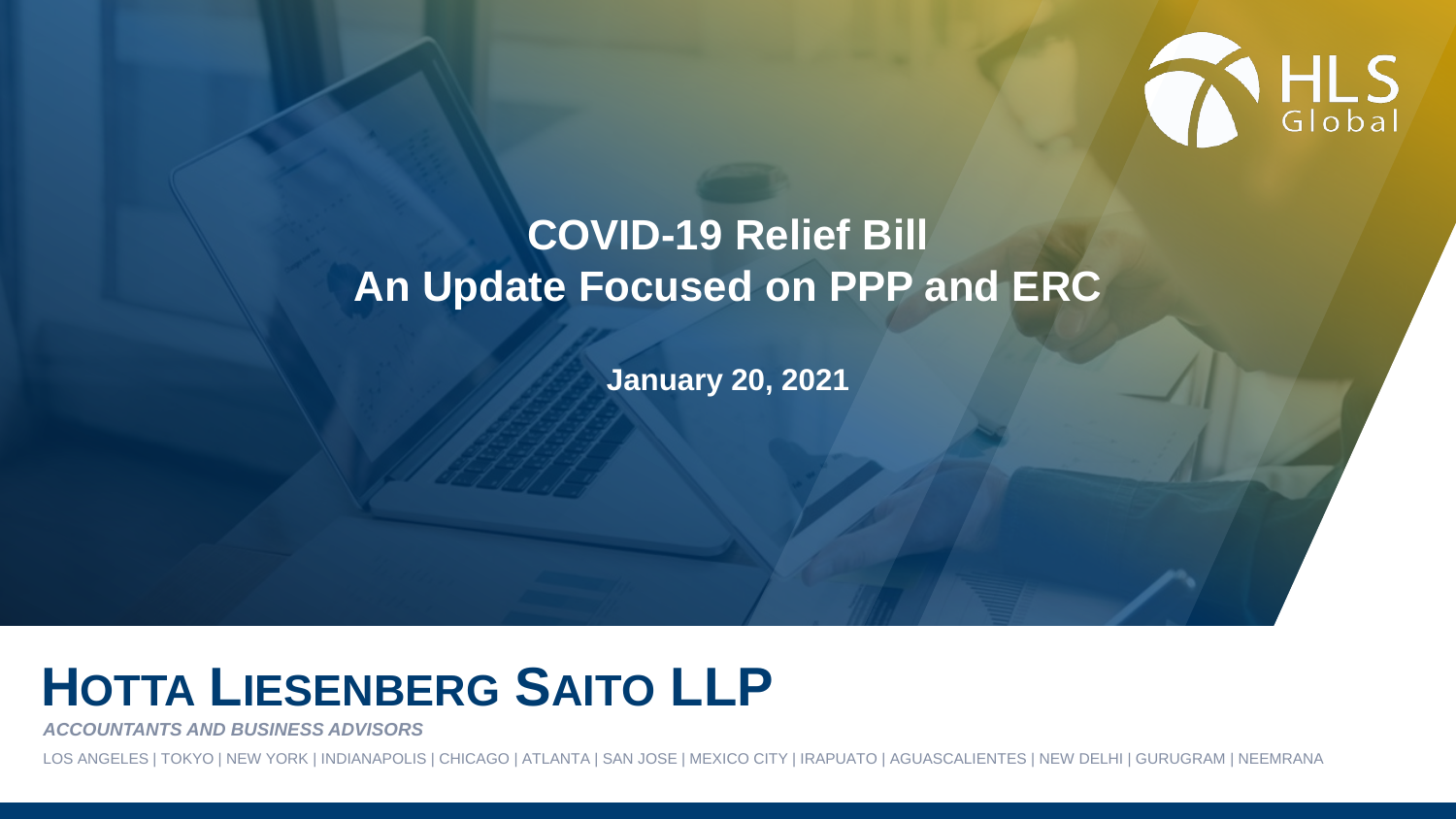HLS Global

# COVID-19 Relief Bill
# An Update Focused on PPP and ERC

**January 20, 2021**

## HOTTA LIESENBERG SAITO LLP

***ACCOUNTANTS AND BUSINESS ADVISORS***

LOS ANGELES | TOKYO | NEW YORK | INDIANAPOLIS | CHICAGO | ATLANTA | SAN JOSE | MEXICO CITY | IRAPUATO | AGUASCALIENTES | NEW DELHI | GURUGRAM | NEEMRANA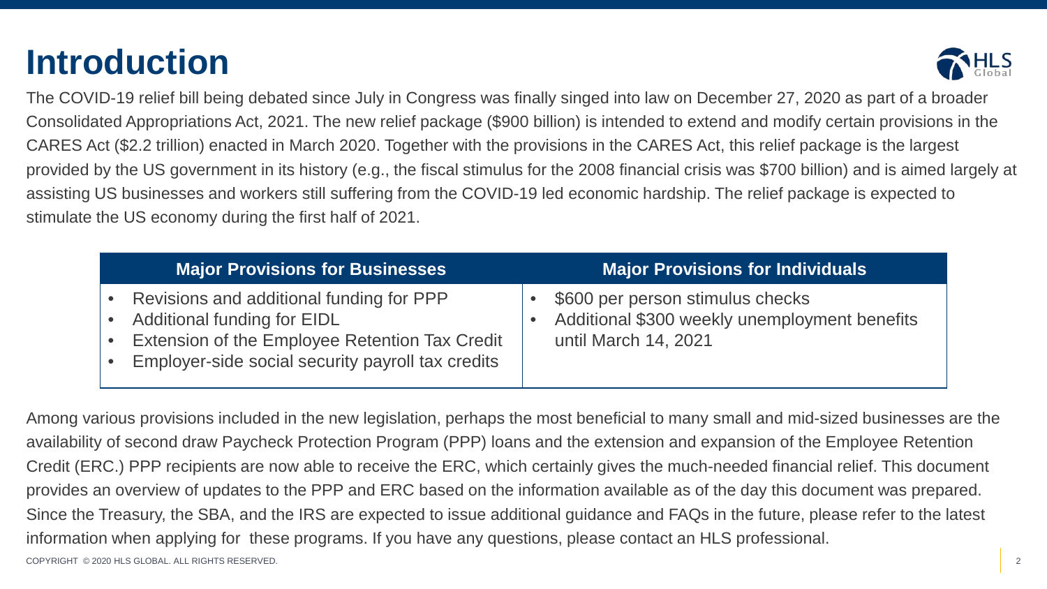# Introduction

The COVID-19 relief bill being debated since July in Congress was finally singed into law on December 27, 2020 as part of a broader Consolidated Appropriations Act, 2021. The new relief package ($900 billion) is intended to extend and modify certain provisions in the CARES Act ($2.2 trillion) enacted in March 2020. Together with the provisions in the CARES Act, this relief package is the largest provided by the US government in its history (e.g., the fiscal stimulus for the 2008 financial crisis was $700 billion) and is aimed largely at assisting US businesses and workers still suffering from the COVID-19 led economic hardship. The relief package is expected to stimulate the US economy during the first half of 2021.

| Major Provisions for Businesses | Major Provisions for Individuals |
| --- | --- |
| • Revisions and additional funding for PPP<br>• Additional funding for EIDL<br>• Extension of the Employee Retention Tax Credit<br>• Employer-side social security payroll tax credits | • $600 per person stimulus checks<br>• Additional $300 weekly unemployment benefits until March 14, 2021 |

Among various provisions included in the new legislation, perhaps the most beneficial to many small and mid-sized businesses are the availability of second draw Paycheck Protection Program (PPP) loans and the extension and expansion of the Employee Retention Credit (ERC.) PPP recipients are now able to receive the ERC, which certainly gives the much-needed financial relief. This document provides an overview of updates to the PPP and ERC based on the information available as of the day this document was prepared. Since the Treasury, the SBA, and the IRS are expected to issue additional guidance and FAQs in the future, please refer to the latest information when applying for these programs. If you have any questions, please contact an HLS professional.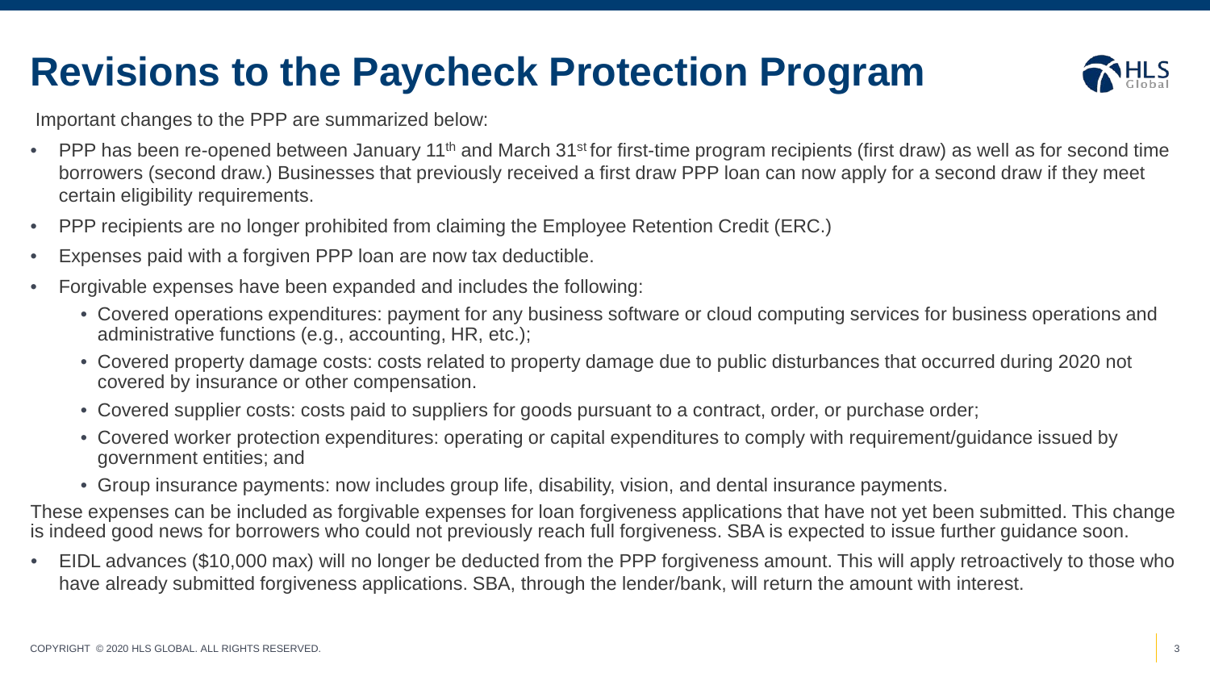# Revisions to the Paycheck Protection Program

Important changes to the PPP are summarized below:

- PPP has been re-opened between January 11th and March 31st for first-time program recipients (first draw) as well as for second time borrowers (second draw.) Businesses that previously received a first draw PPP loan can now apply for a second draw if they meet certain eligibility requirements.
- PPP recipients are no longer prohibited from claiming the Employee Retention Credit (ERC.)
- Expenses paid with a forgiven PPP loan are now tax deductible.
- Forgivable expenses have been expanded and includes the following:
  - Covered operations expenditures: payment for any business software or cloud computing services for business operations and administrative functions (e.g., accounting, HR, etc.);
  - Covered property damage costs: costs related to property damage due to public disturbances that occurred during 2020 not covered by insurance or other compensation.
  - Covered supplier costs: costs paid to suppliers for goods pursuant to a contract, order, or purchase order;
  - Covered worker protection expenditures: operating or capital expenditures to comply with requirement/guidance issued by government entities; and
  - Group insurance payments: now includes group life, disability, vision, and dental insurance payments.

These expenses can be included as forgivable expenses for loan forgiveness applications that have not yet been submitted. This change is indeed good news for borrowers who could not previously reach full forgiveness. SBA is expected to issue further guidance soon.

- EIDL advances ($10,000 max) will no longer be deducted from the PPP forgiveness amount. This will apply retroactively to those who have already submitted forgiveness applications. SBA, through the lender/bank, will return the amount with interest.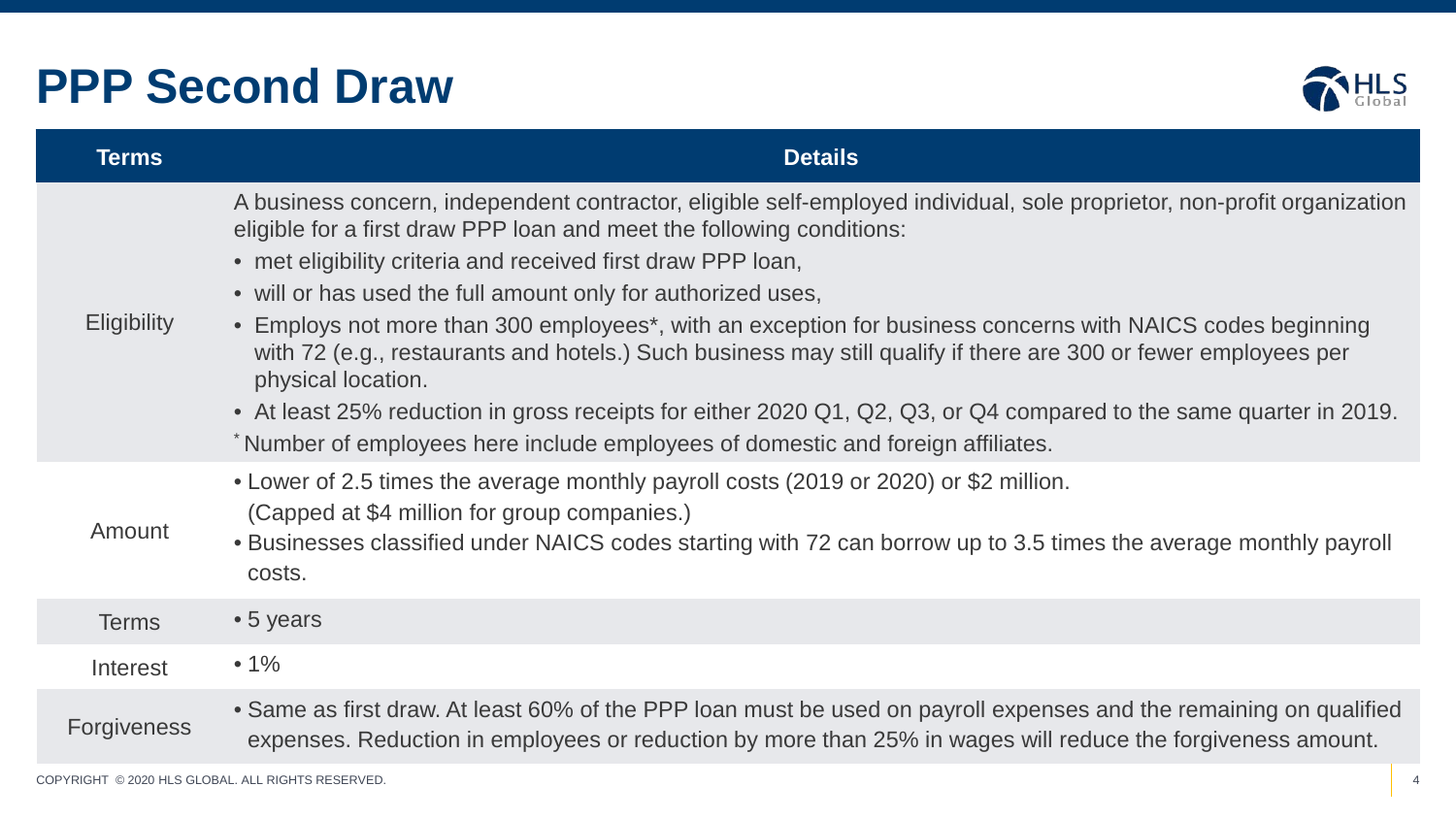# PPP Second Draw

| Terms | Details |
|---|---|
| Eligibility | A business concern, independent contractor, eligible self-employed individual, sole proprietor, non-profit organization eligible for a first draw PPP loan and meet the following conditions:<br>• met eligibility criteria and received first draw PPP loan,<br>• will or has used the full amount only for authorized uses,<br>• Employs not more than 300 employees*, with an exception for business concerns with NAICS codes beginning with 72 (e.g., restaurants and hotels.) Such business may still qualify if there are 300 or fewer employees per physical location.<br>• At least 25% reduction in gross receipts for either 2020 Q1, Q2, Q3, or Q4 compared to the same quarter in 2019.<br>* Number of employees here include employees of domestic and foreign affiliates. |
| Amount | • Lower of 2.5 times the average monthly payroll costs (2019 or 2020) or $2 million. (Capped at $4 million for group companies.)<br>• Businesses classified under NAICS codes starting with 72 can borrow up to 3.5 times the average monthly payroll costs. |
| Terms | • 5 years |
| Interest | • 1% |
| Forgiveness | • Same as first draw. At least 60% of the PPP loan must be used on payroll expenses and the remaining on qualified expenses. Reduction in employees or reduction by more than 25% in wages will reduce the forgiveness amount. |

COPYRIGHT © 2020 HLS GLOBAL. ALL RIGHTS RESERVED.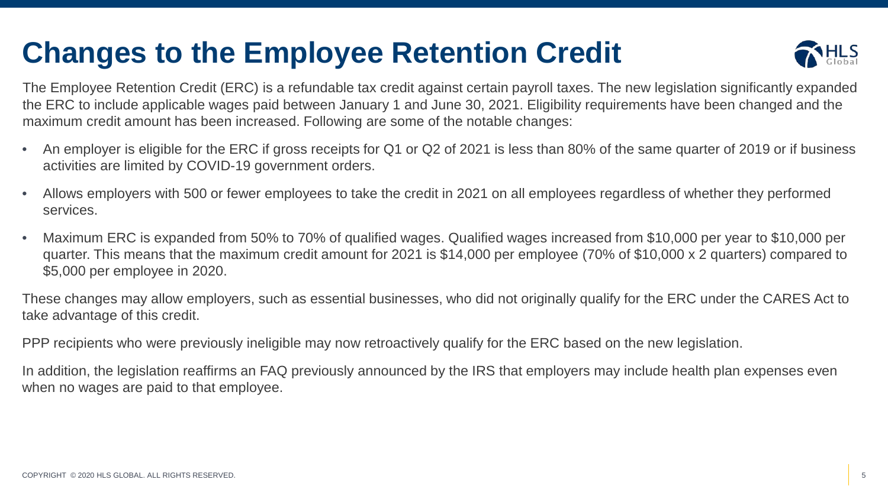# Changes to the Employee Retention Credit

The Employee Retention Credit (ERC) is a refundable tax credit against certain payroll taxes. The new legislation significantly expanded the ERC to include applicable wages paid between January 1 and June 30, 2021. Eligibility requirements have been changed and the maximum credit amount has been increased. Following are some of the notable changes:

- An employer is eligible for the ERC if gross receipts for Q1 or Q2 of 2021 is less than 80% of the same quarter of 2019 or if business activities are limited by COVID-19 government orders.
- Allows employers with 500 or fewer employees to take the credit in 2021 on all employees regardless of whether they performed services.
- Maximum ERC is expanded from 50% to 70% of qualified wages. Qualified wages increased from $10,000 per year to $10,000 per quarter. This means that the maximum credit amount for 2021 is $14,000 per employee (70% of $10,000 x 2 quarters) compared to $5,000 per employee in 2020.

These changes may allow employers, such as essential businesses, who did not originally qualify for the ERC under the CARES Act to take advantage of this credit.

PPP recipients who were previously ineligible may now retroactively qualify for the ERC based on the new legislation.

In addition, the legislation reaffirms an FAQ previously announced by the IRS that employers may include health plan expenses even when no wages are paid to that employee.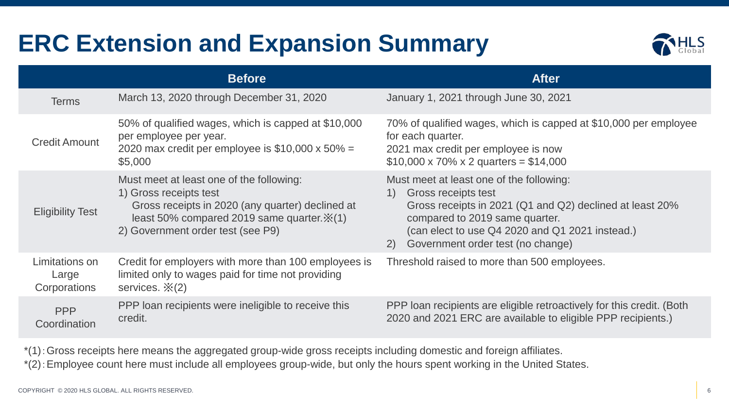# ERC Extension and Expansion Summary

| | Before | After |
|---|---|---|
| Terms | March 13, 2020 through December 31, 2020 | January 1, 2021 through June 30, 2021 |
| Credit Amount | 50% of qualified wages, which is capped at $10,000 per employee per year.<br>2020 max credit per employee is $10,000 x 50% = $5,000 | 70% of qualified wages, which is capped at $10,000 per employee for each quarter.<br>2021 max credit per employee is now $10,000 x 70% x 2 quarters = $14,000 |
| Eligibility Test | Must meet at least one of the following:<br>1) Gross receipts test<br>Gross receipts in 2020 (any quarter) declined at least 50% compared 2019 same quarter.※(1)<br>2) Government order test (see P9) | Must meet at least one of the following:<br>1) Gross receipts test<br>Gross receipts in 2021 (Q1 and Q2) declined at least 20% compared to 2019 same quarter.<br>(can elect to use Q4 2020 and Q1 2021 instead.)<br>2) Government order test (no change) |
| Limitations on Large Corporations | Credit for employers with more than 100 employees is limited only to wages paid for time not providing services. ※(2) | Threshold raised to more than 500 employees. |
| PPP Coordination | PPP loan recipients were ineligible to receive this credit. | PPP loan recipients are eligible retroactively for this credit. (Both 2020 and 2021 ERC are available to eligible PPP recipients.) |

*(1):Gross receipts here means the aggregated group-wide gross receipts including domestic and foreign affiliates.

*(2):Employee count here must include all employees group-wide, but only the hours spent working in the United States.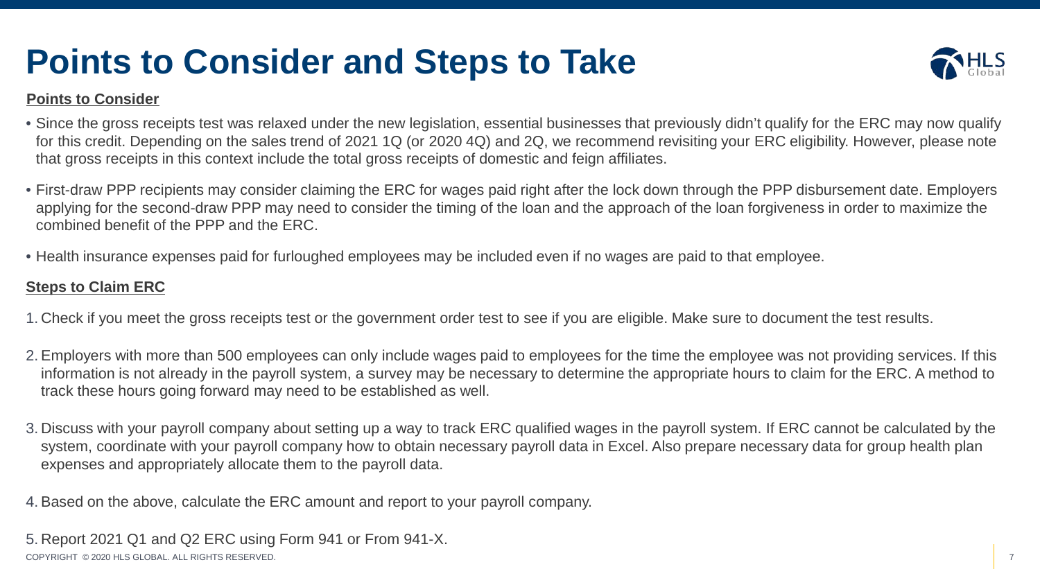# Points to Consider and Steps to Take

**Points to Consider**

- Since the gross receipts test was relaxed under the new legislation, essential businesses that previously didn't qualify for the ERC may now qualify for this credit. Depending on the sales trend of 2021 1Q (or 2020 4Q) and 2Q, we recommend revisiting your ERC eligibility. However, please note that gross receipts in this context include the total gross receipts of domestic and feign affiliates.
- First-draw PPP recipients may consider claiming the ERC for wages paid right after the lock down through the PPP disbursement date. Employers applying for the second-draw PPP may need to consider the timing of the loan and the approach of the loan forgiveness in order to maximize the combined benefit of the PPP and the ERC.
- Health insurance expenses paid for furloughed employees may be included even if no wages are paid to that employee.

**Steps to Claim ERC**

1. Check if you meet the gross receipts test or the government order test to see if you are eligible. Make sure to document the test results.
2. Employers with more than 500 employees can only include wages paid to employees for the time the employee was not providing services. If this information is not already in the payroll system, a survey may be necessary to determine the appropriate hours to claim for the ERC. A method to track these hours going forward may need to be established as well.
3. Discuss with your payroll company about setting up a way to track ERC qualified wages in the payroll system. If ERC cannot be calculated by the system, coordinate with your payroll company how to obtain necessary payroll data in Excel. Also prepare necessary data for group health plan expenses and appropriately allocate them to the payroll data.
4. Based on the above, calculate the ERC amount and report to your payroll company.
5. Report 2021 Q1 and Q2 ERC using Form 941 or From 941-X.

COPYRIGHT © 2020 HLS GLOBAL. ALL RIGHTS RESERVED.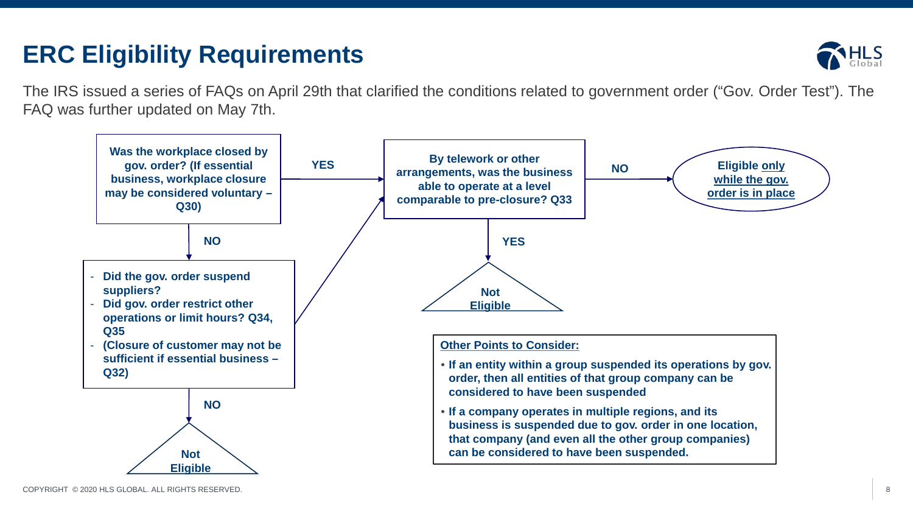# ERC Eligibility Requirements

The IRS issued a series of FAQs on April 29th that clarified the conditions related to government order ("Gov. Order Test"). The FAQ was further updated on May 7th.

**Was the workplace closed by gov. order? (If essential business, workplace closure may be considered voluntary – Q30)**

- **YES** → **By telework or other arrangements, was the business able to operate at a level comparable to pre-closure? Q33**
  - **NO** → **Eligible <u>only while the gov. order is in place</u>**
  - **YES** → **<u>Not Eligible</u>**
- **NO** →
  - **Did the gov. order suspend suppliers?**
  - **Did gov. order restrict other operations or limit hours? Q34, Q35**
  - **(Closure of customer may not be sufficient if essential business – Q32)**

  If yes → **By telework or other arrangements, was the business able to operate at a level comparable to pre-closure? Q33**

  - **NO** → **<u>Not Eligible</u>**

**<u>Other Points to Consider:</u>**

- **If an entity within a group suspended its operations by gov. order, then all entities of that group company can be considered to have been suspended**
- **If a company operates in multiple regions, and its business is suspended due to gov. order in one location, that company (and even all the other group companies) can be considered to have been suspended.**

COPYRIGHT © 2020 HLS GLOBAL. ALL RIGHTS RESERVED.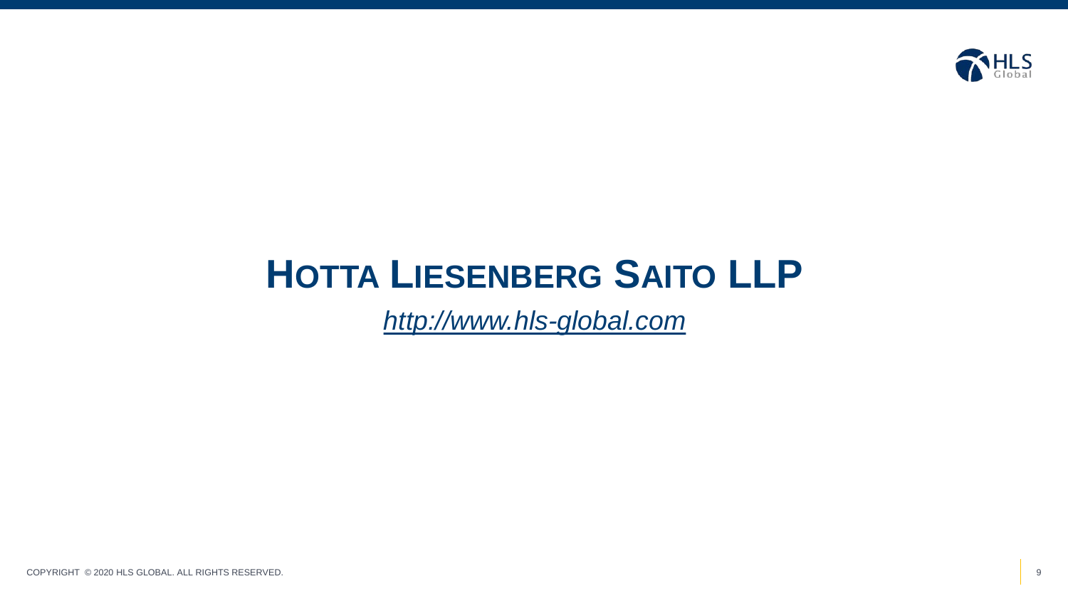# HOTTA LIESENBERG SAITO LLP

*http://www.hls-global.com*

COPYRIGHT © 2020 HLS GLOBAL. ALL RIGHTS RESERVED.